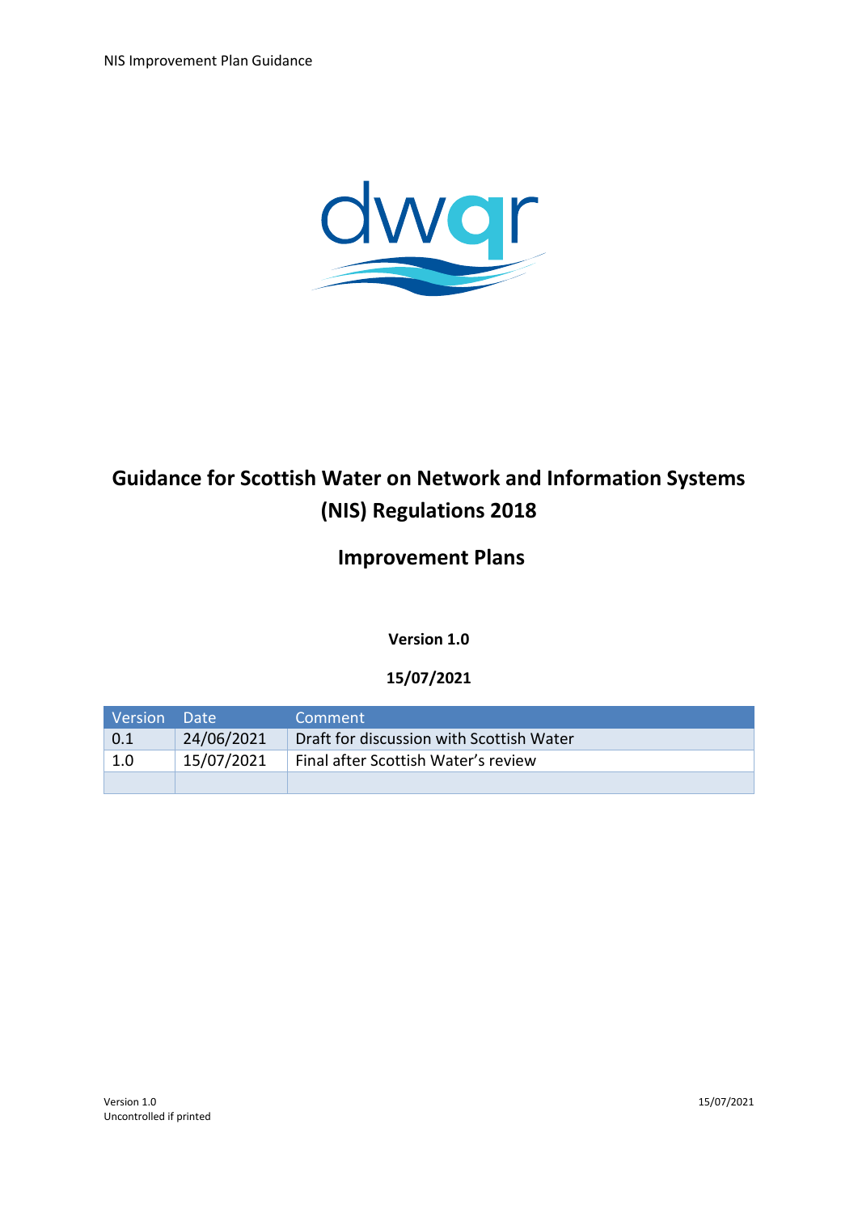# Guidance for Scottish Water on Network and Information Systems (NIS) Regulations 2018

## Improvement Plans

**Version 1.0**

**15/07/2021**

| Version | Date | Comment |
|---|---|---|
| 0.1 | 24/06/2021 | Draft for discussion with Scottish Water |
| 1.0 | 15/07/2021 | Final after Scottish Water's review |
| | | |

Version 1.0
Uncontrolled if printed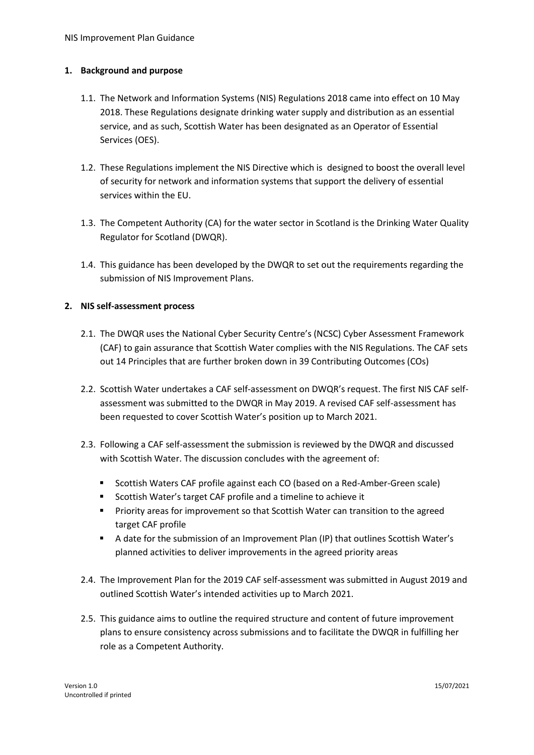## 1. Background and purpose

1.1. The Network and Information Systems (NIS) Regulations 2018 came into effect on 10 May 2018. These Regulations designate drinking water supply and distribution as an essential service, and as such, Scottish Water has been designated as an Operator of Essential Services (OES).

1.2. These Regulations implement the NIS Directive which is designed to boost the overall level of security for network and information systems that support the delivery of essential services within the EU.

1.3. The Competent Authority (CA) for the water sector in Scotland is the Drinking Water Quality Regulator for Scotland (DWQR).

1.4. This guidance has been developed by the DWQR to set out the requirements regarding the submission of NIS Improvement Plans.

## 2. NIS self-assessment process

2.1. The DWQR uses the National Cyber Security Centre's (NCSC) Cyber Assessment Framework (CAF) to gain assurance that Scottish Water complies with the NIS Regulations. The CAF sets out 14 Principles that are further broken down in 39 Contributing Outcomes (COs)

2.2. Scottish Water undertakes a CAF self-assessment on DWQR's request. The first NIS CAF self-assessment was submitted to the DWQR in May 2019. A revised CAF self-assessment has been requested to cover Scottish Water's position up to March 2021.

2.3. Following a CAF self-assessment the submission is reviewed by the DWQR and discussed with Scottish Water. The discussion concludes with the agreement of:

- Scottish Waters CAF profile against each CO (based on a Red-Amber-Green scale)
- Scottish Water's target CAF profile and a timeline to achieve it
- Priority areas for improvement so that Scottish Water can transition to the agreed target CAF profile
- A date for the submission of an Improvement Plan (IP) that outlines Scottish Water's planned activities to deliver improvements in the agreed priority areas

2.4. The Improvement Plan for the 2019 CAF self-assessment was submitted in August 2019 and outlined Scottish Water's intended activities up to March 2021.

2.5. This guidance aims to outline the required structure and content of future improvement plans to ensure consistency across submissions and to facilitate the DWQR in fulfilling her role as a Competent Authority.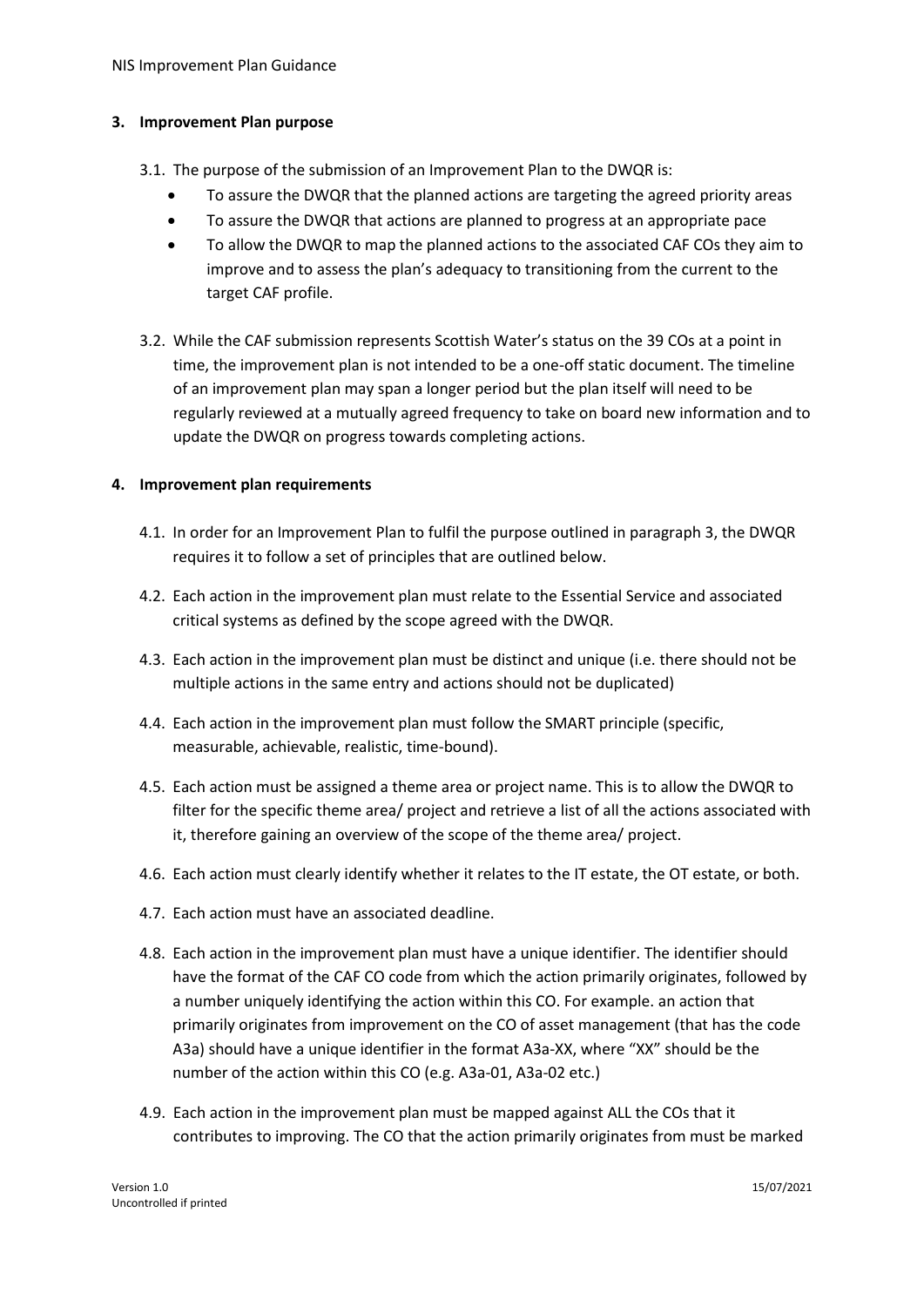## 3. Improvement Plan purpose

3.1. The purpose of the submission of an Improvement Plan to the DWQR is:

- To assure the DWQR that the planned actions are targeting the agreed priority areas
- To assure the DWQR that actions are planned to progress at an appropriate pace
- To allow the DWQR to map the planned actions to the associated CAF COs they aim to improve and to assess the plan's adequacy to transitioning from the current to the target CAF profile.

3.2. While the CAF submission represents Scottish Water's status on the 39 COs at a point in time, the improvement plan is not intended to be a one-off static document. The timeline of an improvement plan may span a longer period but the plan itself will need to be regularly reviewed at a mutually agreed frequency to take on board new information and to update the DWQR on progress towards completing actions.

## 4. Improvement plan requirements

4.1. In order for an Improvement Plan to fulfil the purpose outlined in paragraph 3, the DWQR requires it to follow a set of principles that are outlined below.

4.2. Each action in the improvement plan must relate to the Essential Service and associated critical systems as defined by the scope agreed with the DWQR.

4.3. Each action in the improvement plan must be distinct and unique (i.e. there should not be multiple actions in the same entry and actions should not be duplicated)

4.4. Each action in the improvement plan must follow the SMART principle (specific, measurable, achievable, realistic, time-bound).

4.5. Each action must be assigned a theme area or project name. This is to allow the DWQR to filter for the specific theme area/ project and retrieve a list of all the actions associated with it, therefore gaining an overview of the scope of the theme area/ project.

4.6. Each action must clearly identify whether it relates to the IT estate, the OT estate, or both.

4.7. Each action must have an associated deadline.

4.8. Each action in the improvement plan must have a unique identifier. The identifier should have the format of the CAF CO code from which the action primarily originates, followed by a number uniquely identifying the action within this CO. For example. an action that primarily originates from improvement on the CO of asset management (that has the code A3a) should have a unique identifier in the format A3a-XX, where "XX" should be the number of the action within this CO (e.g. A3a-01, A3a-02 etc.)

4.9. Each action in the improvement plan must be mapped against ALL the COs that it contributes to improving. The CO that the action primarily originates from must be marked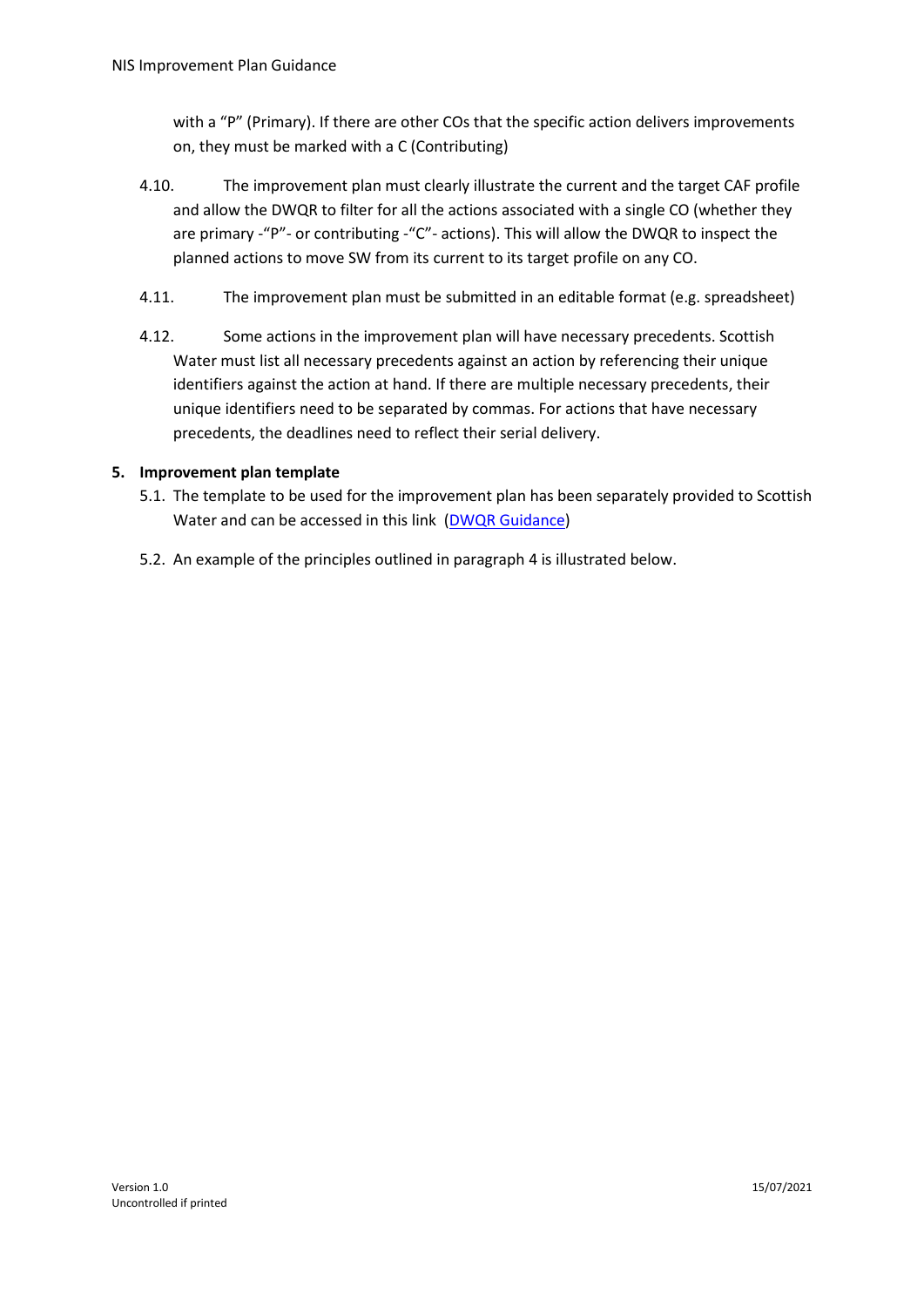with a "P" (Primary). If there are other COs that the specific action delivers improvements on, they must be marked with a C (Contributing)

4.10. The improvement plan must clearly illustrate the current and the target CAF profile and allow the DWQR to filter for all the actions associated with a single CO (whether they are primary -"P"- or contributing -"C"- actions). This will allow the DWQR to inspect the planned actions to move SW from its current to its target profile on any CO.

4.11. The improvement plan must be submitted in an editable format (e.g. spreadsheet)

4.12. Some actions in the improvement plan will have necessary precedents. Scottish Water must list all necessary precedents against an action by referencing their unique identifiers against the action at hand. If there are multiple necessary precedents, their unique identifiers need to be separated by commas. For actions that have necessary precedents, the deadlines need to reflect their serial delivery.

## 5. Improvement plan template

5.1. The template to be used for the improvement plan has been separately provided to Scottish Water and can be accessed in this link (DWQR Guidance)

5.2. An example of the principles outlined in paragraph 4 is illustrated below.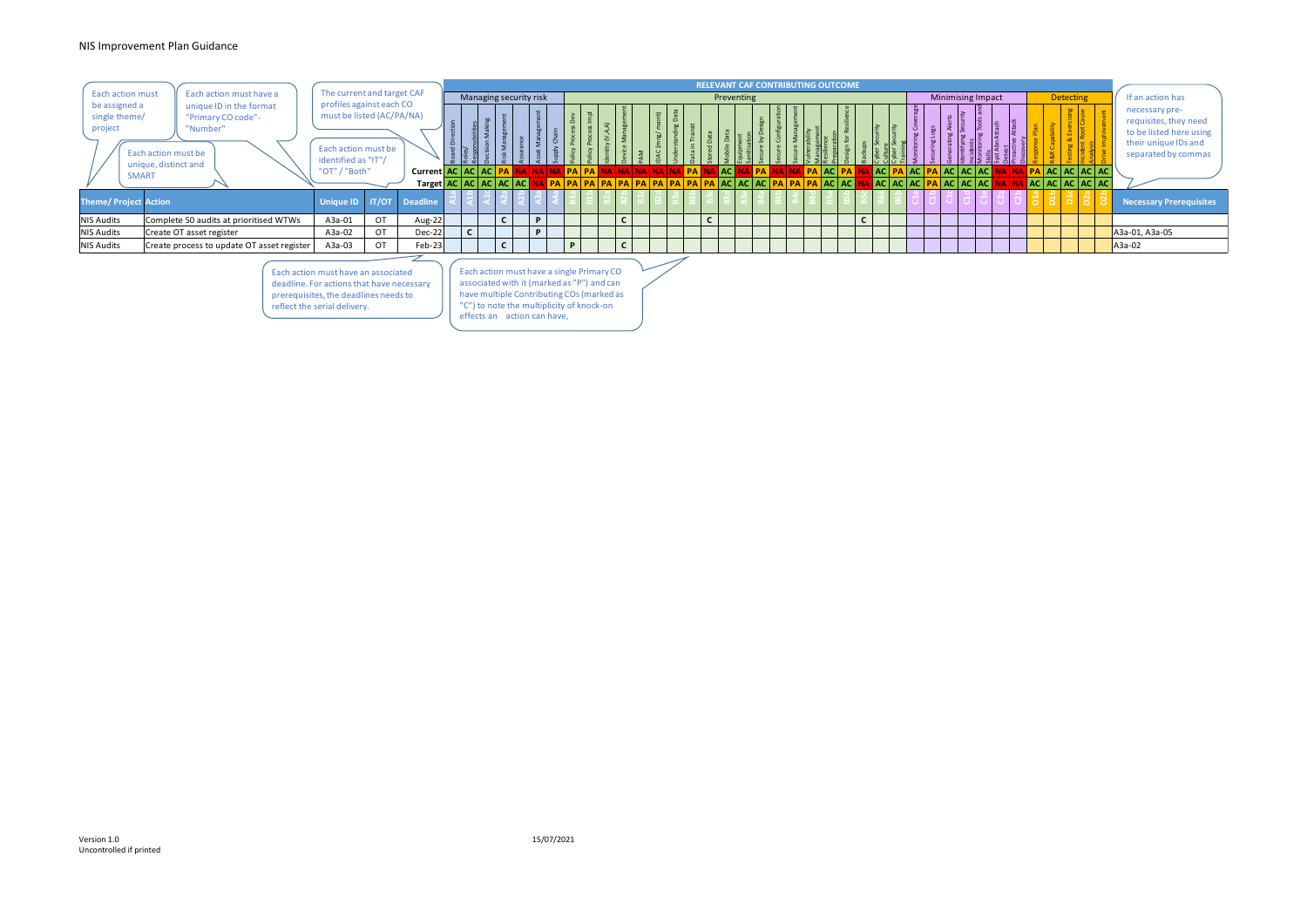# NIS Improvement Plan Guidance

- Each action must be assigned a single theme/ project
- Each action must have a unique ID in the format "Primary CO code"-"Number"
- Each action must be unique, distinct and SMART
- The current and target CAF profiles against each CO must be listed (AC/PA/NA)
- Each action must be identified as "IT"/ "OT" / "Both"
- If an action has necessary pre-requisites, they need to be listed here using their unique IDs and separated by commas

| | | | | | RELEVANT CAF CONTRIBUTING OUTCOME | | | | | | | | | | | | | | | | | | | | | | | | | | | | | | | | | | | | | | | |
|---|---|---|---|---|---|---|---|---|---|---|---|---|---|---|---|---|---|---|---|---|---|---|---|---|---|---|---|---|---|---|---|---|---|---|---|---|---|---|---|---|---|---|---|---|
| | | | | | Managing security risk | | | | | | | Preventing | | | | | | | | | | | | | | | | | | | | Minimising Impact | | | | | | | Detecting | | | | | |
| | | | | | Board Direction | Roles/ Responsibilities | Decision Making | Risk Management | Assurance | Asset Management | Supply Chain | Policy Process Dev | Policy Process Impl | Identity (V,A,A) | Device Management | PAM | IDAC (mng/ maint) | Understanding Data | Data in Transit | Stored Data | Mobile Data | Equipment Sanitisation | Secure by Design | Secure Configuration | Secure Management | Vulnerability Management | Resilience Preparation | Design for Resilience | Backups | Cyber Security Culture | Cyber Security Training | Monitoring Coverage | Securing Logs | Generating Alerts | Identifying Security Incidents | Monitoring Tools and Skills | Syst Abn Attack Detect | Proactive Attack Discovery | Response Plan | R&R Capability | Testing & Exercising | Incident Root Cause Analysis | Drive Improvement | |
| | | | | Current | AC | AC | AC | PA | NA | NA | NA | PA | PA | NA | NA | NA | NA | NA | PA | NA | AC | NA | PA | NA | NA | PA | AC | PA | NA | AC | PA | AC | PA | AC | AC | AC | NA | NA | PA | AC | AC | AC | AC | |
| | | | | Target | AC | AC | AC | AC | AC | NA | PA | PA | PA | PA | PA | PA | PA | PA | PA | PA | AC | AC | AC | PA | PA | PA | AC | AC | NA | AC | AC | AC | PA | AC | AC | AC | NA | NA | AC | AC | AC | AC | AC | |
| **Theme/ Project** | **Action** | **Unique ID** | **IT/OT** | **Deadline** | A1a | A1b | A1c | A2a | A2b | A3a | A4a | B1a | B1b | B2a | B2b | B2c | B2d | B3a | B3b | B3c | B3d | B3e | B4a | B4b | B4c | B4d | B5a | B5b | B5c | B6a | B6b | C1a | C1b | C1c | C1d | C1e | C2a | C2b | D1a | D1b | D1c | D2a | D2b | **Necessary Prerequisites** |
| NIS Audits | Complete 50 audits at prioritised WTWs | A3a-01 | OT | Aug-22 | | | | C | | P | | | | | C | | | | | C | | | | | | | | | C | | | | | | | | | | | | | | | |
| NIS Audits | Create OT asset register | A3a-02 | OT | Dec-22 | | C | | | | P | | | | | | | | | | | | | | | | | | | | | | | | | | | | | | | | | | A3a-01, A3a-05 |
| NIS Audits | Create process to update OT asset register | A3a-03 | OT | Feb-23 | | | | C | | | | P | | | C | | | | | | | | | | | | | | | | | | | | | | | | | | | | | A3a-02 |

- Each action must have an associated deadline. For actions that have necessary prerequisites, the deadlines needs to reflect the serial delivery.
- Each action must have a single Primary CO associated with it (marked as "P") and can have multiple Contributing COs (marked as "C") to note the multiplicity of knock-on effects an action can have,

Version 1.0
Uncontrolled if printed

15/07/2021